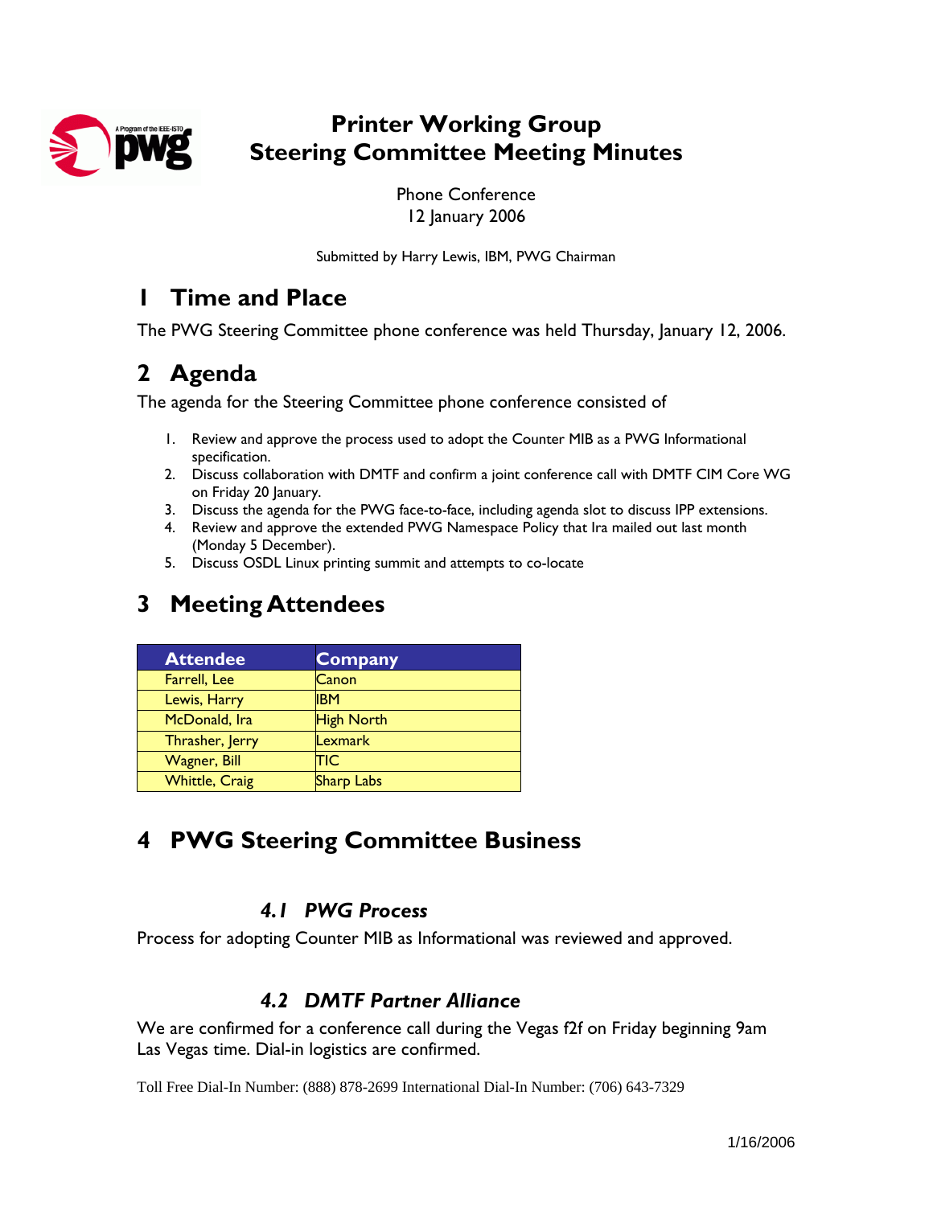# Printer Working Group
# Steering Committee Meeting Minutes

Phone Conference
12 January 2006

Submitted by Harry Lewis, IBM, PWG Chairman

## 1 Time and Place

The PWG Steering Committee phone conference was held Thursday, January 12, 2006.

## 2 Agenda

The agenda for the Steering Committee phone conference consisted of

1. Review and approve the process used to adopt the Counter MIB as a PWG Informational specification.
2. Discuss collaboration with DMTF and confirm a joint conference call with DMTF CIM Core WG on Friday 20 January.
3. Discuss the agenda for the PWG face-to-face, including agenda slot to discuss IPP extensions.
4. Review and approve the extended PWG Namespace Policy that Ira mailed out last month (Monday 5 December).
5. Discuss OSDL Linux printing summit and attempts to co-locate

## 3 Meeting Attendees

| Attendee | Company |
|---|---|
| Farrell, Lee | Canon |
| Lewis, Harry | IBM |
| McDonald, Ira | High North |
| Thrasher, Jerry | Lexmark |
| Wagner, Bill | TIC |
| Whittle, Craig | Sharp Labs |

## 4 PWG Steering Committee Business

### *4.1 PWG Process*

Process for adopting Counter MIB as Informational was reviewed and approved.

### *4.2 DMTF Partner Alliance*

We are confirmed for a conference call during the Vegas f2f on Friday beginning 9am Las Vegas time. Dial-in logistics are confirmed.

Toll Free Dial-In Number: (888) 878-2699 International Dial-In Number: (706) 643-7329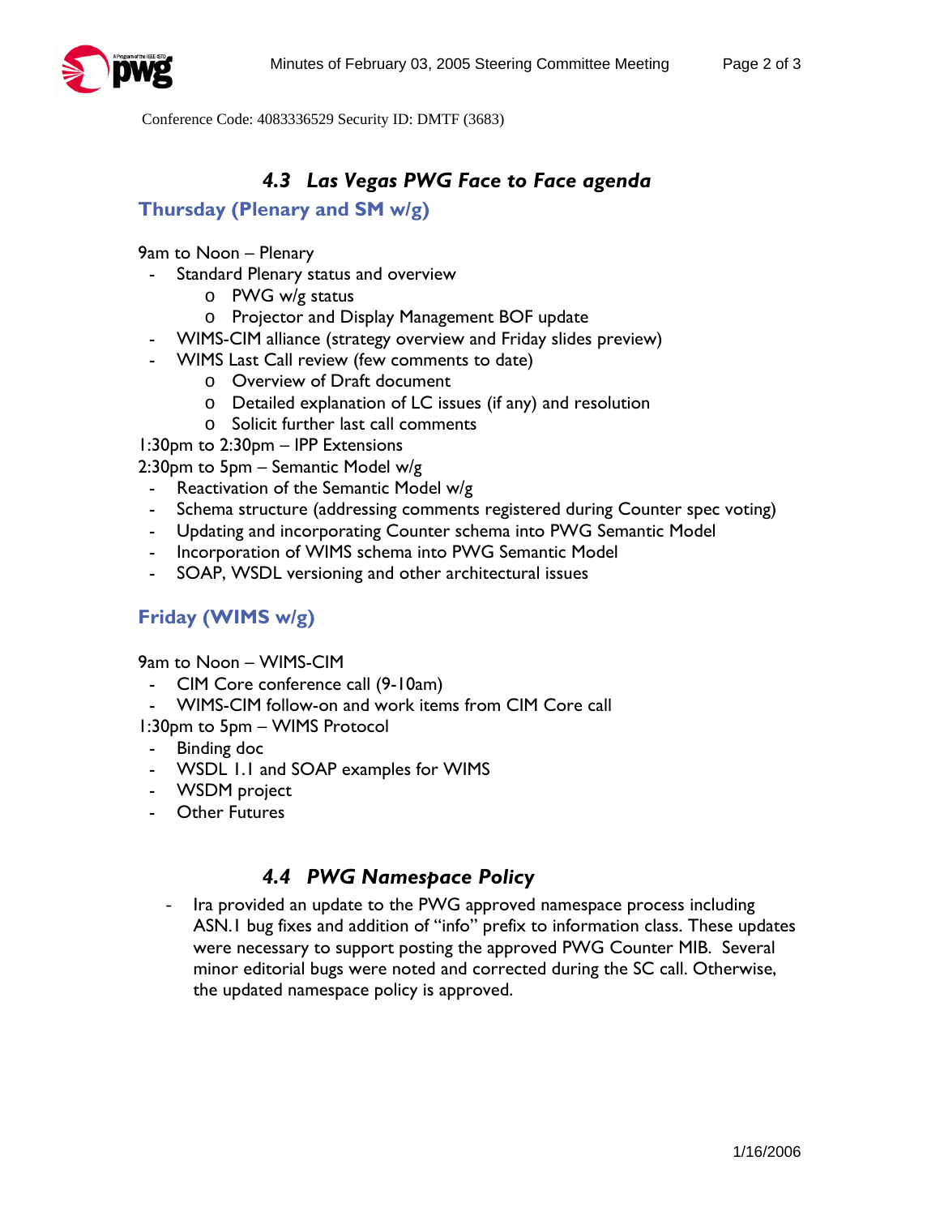Conference Code: 4083336529 Security ID: DMTF (3683)

### *4.3 Las Vegas PWG Face to Face agenda*

#### Thursday (Plenary and SM w/g)

9am to Noon – Plenary

- Standard Plenary status and overview
  - PWG w/g status
  - Projector and Display Management BOF update
- WIMS-CIM alliance (strategy overview and Friday slides preview)
- WIMS Last Call review (few comments to date)
  - Overview of Draft document
  - Detailed explanation of LC issues (if any) and resolution
  - Solicit further last call comments

1:30pm to 2:30pm – IPP Extensions

2:30pm to 5pm – Semantic Model w/g

- Reactivation of the Semantic Model w/g
- Schema structure (addressing comments registered during Counter spec voting)
- Updating and incorporating Counter schema into PWG Semantic Model
- Incorporation of WIMS schema into PWG Semantic Model
- SOAP, WSDL versioning and other architectural issues

#### Friday (WIMS w/g)

9am to Noon – WIMS-CIM

- CIM Core conference call (9-10am)
- WIMS-CIM follow-on and work items from CIM Core call

1:30pm to 5pm – WIMS Protocol

- Binding doc
- WSDL 1.1 and SOAP examples for WIMS
- WSDM project
- Other Futures

### *4.4 PWG Namespace Policy*

- Ira provided an update to the PWG approved namespace process including ASN.1 bug fixes and addition of "info" prefix to information class. These updates were necessary to support posting the approved PWG Counter MIB. Several minor editorial bugs were noted and corrected during the SC call. Otherwise, the updated namespace policy is approved.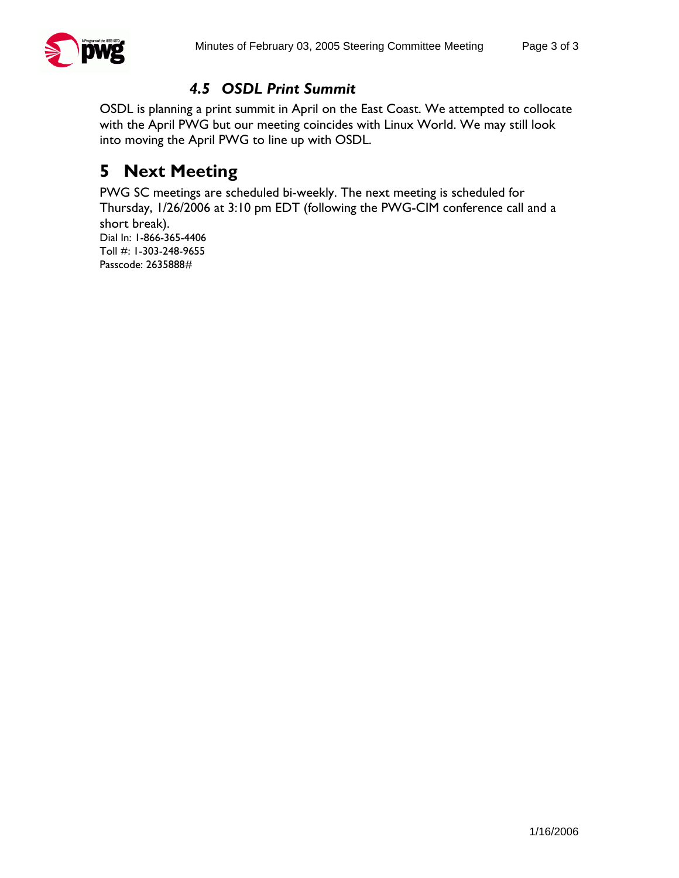### *4.5 OSDL Print Summit*

OSDL is planning a print summit in April on the East Coast. We attempted to collocate with the April PWG but our meeting coincides with Linux World. We may still look into moving the April PWG to line up with OSDL.

## 5 Next Meeting

PWG SC meetings are scheduled bi-weekly. The next meeting is scheduled for Thursday, 1/26/2006 at 3:10 pm EDT (following the PWG-CIM conference call and a short break).

Dial In: 1-866-365-4406
Toll #: 1-303-248-9655
Passcode: 2635888#